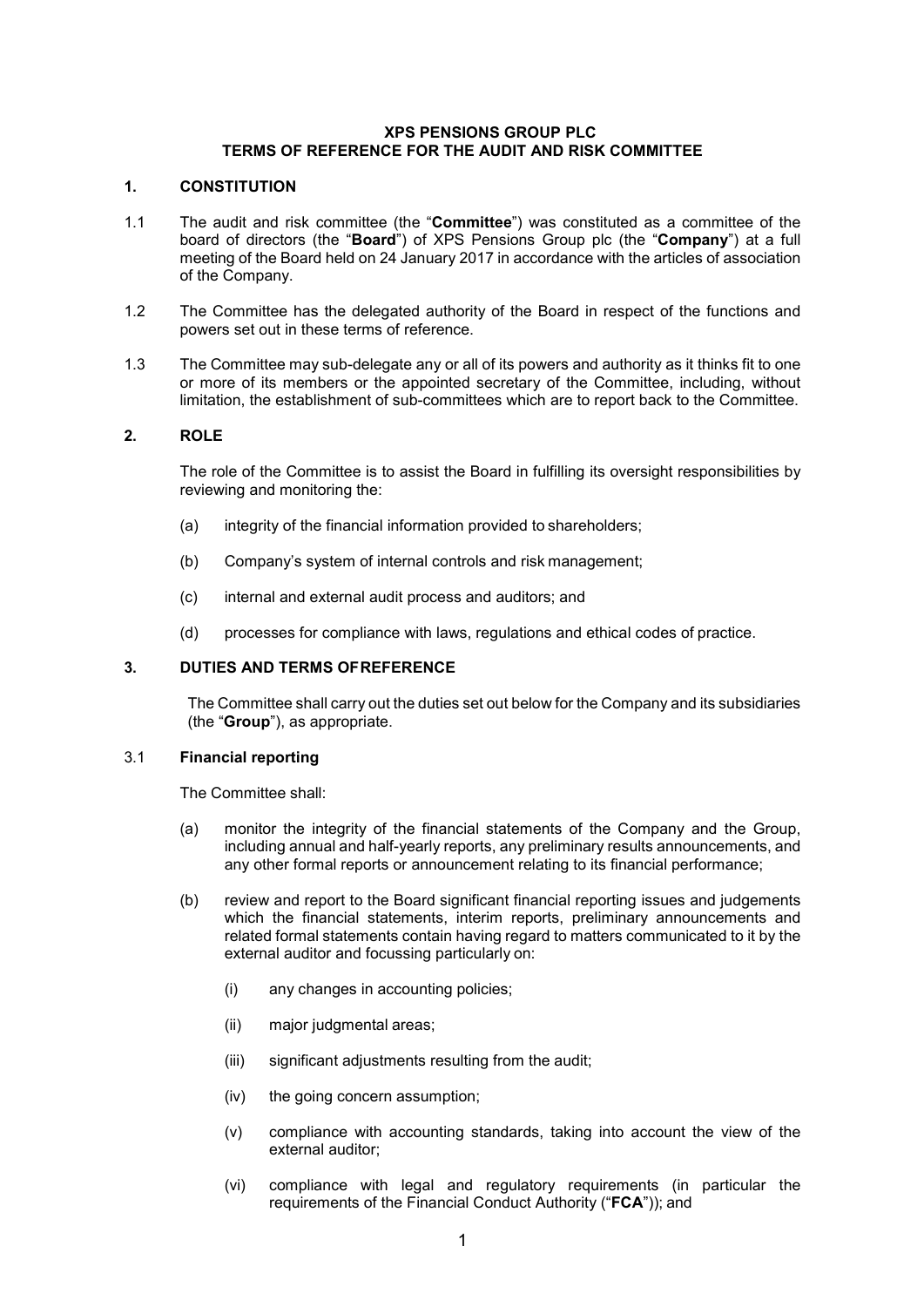# XPS PENSIONS GROUP PLC
# TERMS OF REFERENCE FOR THE AUDIT AND RISK COMMITTEE

## 1. CONSTITUTION

1.1 The audit and risk committee (the "**Committee**") was constituted as a committee of the board of directors (the "**Board**") of XPS Pensions Group plc (the "**Company**") at a full meeting of the Board held on 24 January 2017 in accordance with the articles of association of the Company.

1.2 The Committee has the delegated authority of the Board in respect of the functions and powers set out in these terms of reference.

1.3 The Committee may sub-delegate any or all of its powers and authority as it thinks fit to one or more of its members or the appointed secretary of the Committee, including, without limitation, the establishment of sub-committees which are to report back to the Committee.

## 2. ROLE

The role of the Committee is to assist the Board in fulfilling its oversight responsibilities by reviewing and monitoring the:

(a) integrity of the financial information provided to shareholders;

(b) Company's system of internal controls and risk management;

(c) internal and external audit process and auditors; and

(d) processes for compliance with laws, regulations and ethical codes of practice.

## 3. DUTIES AND TERMS OF REFERENCE

The Committee shall carry out the duties set out below for the Company and its subsidiaries (the "**Group**"), as appropriate.

### 3.1 Financial reporting

The Committee shall:

(a) monitor the integrity of the financial statements of the Company and the Group, including annual and half-yearly reports, any preliminary results announcements, and any other formal reports or announcement relating to its financial performance;

(b) review and report to the Board significant financial reporting issues and judgements which the financial statements, interim reports, preliminary announcements and related formal statements contain having regard to matters communicated to it by the external auditor and focussing particularly on:

(i) any changes in accounting policies;

(ii) major judgmental areas;

(iii) significant adjustments resulting from the audit;

(iv) the going concern assumption;

(v) compliance with accounting standards, taking into account the view of the external auditor;

(vi) compliance with legal and regulatory requirements (in particular the requirements of the Financial Conduct Authority ("**FCA**")); and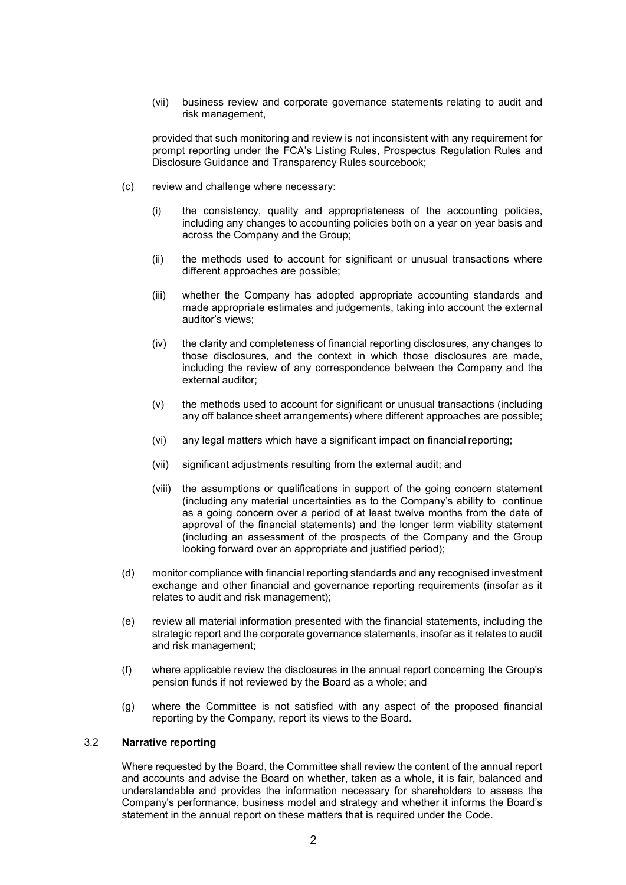(vii) business review and corporate governance statements relating to audit and risk management,

provided that such monitoring and review is not inconsistent with any requirement for prompt reporting under the FCA's Listing Rules, Prospectus Regulation Rules and Disclosure Guidance and Transparency Rules sourcebook;

(c) review and challenge where necessary:

(i) the consistency, quality and appropriateness of the accounting policies, including any changes to accounting policies both on a year on year basis and across the Company and the Group;

(ii) the methods used to account for significant or unusual transactions where different approaches are possible;

(iii) whether the Company has adopted appropriate accounting standards and made appropriate estimates and judgements, taking into account the external auditor's views;

(iv) the clarity and completeness of financial reporting disclosures, any changes to those disclosures, and the context in which those disclosures are made, including the review of any correspondence between the Company and the external auditor;

(v) the methods used to account for significant or unusual transactions (including any off balance sheet arrangements) where different approaches are possible;

(vi) any legal matters which have a significant impact on financial reporting;

(vii) significant adjustments resulting from the external audit; and

(viii) the assumptions or qualifications in support of the going concern statement (including any material uncertainties as to the Company's ability to continue as a going concern over a period of at least twelve months from the date of approval of the financial statements) and the longer term viability statement (including an assessment of the prospects of the Company and the Group looking forward over an appropriate and justified period);

(d) monitor compliance with financial reporting standards and any recognised investment exchange and other financial and governance reporting requirements (insofar as it relates to audit and risk management);

(e) review all material information presented with the financial statements, including the strategic report and the corporate governance statements, insofar as it relates to audit and risk management;

(f) where applicable review the disclosures in the annual report concerning the Group's pension funds if not reviewed by the Board as a whole; and

(g) where the Committee is not satisfied with any aspect of the proposed financial reporting by the Company, report its views to the Board.

### 3.2 **Narrative reporting**

Where requested by the Board, the Committee shall review the content of the annual report and accounts and advise the Board on whether, taken as a whole, it is fair, balanced and understandable and provides the information necessary for shareholders to assess the Company's performance, business model and strategy and whether it informs the Board's statement in the annual report on these matters that is required under the Code.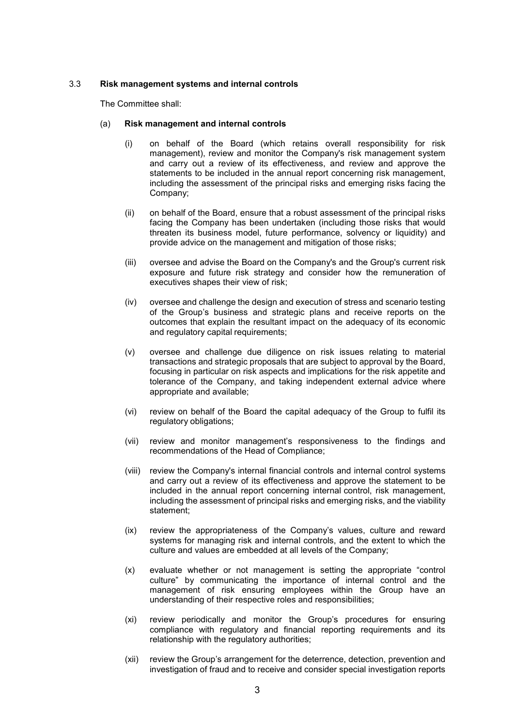### 3.3 **Risk management systems and internal controls**

The Committee shall:

(a) **Risk management and internal controls**

(i) on behalf of the Board (which retains overall responsibility for risk management), review and monitor the Company's risk management system and carry out a review of its effectiveness, and review and approve the statements to be included in the annual report concerning risk management, including the assessment of the principal risks and emerging risks facing the Company;

(ii) on behalf of the Board, ensure that a robust assessment of the principal risks facing the Company has been undertaken (including those risks that would threaten its business model, future performance, solvency or liquidity) and provide advice on the management and mitigation of those risks;

(iii) oversee and advise the Board on the Company's and the Group's current risk exposure and future risk strategy and consider how the remuneration of executives shapes their view of risk;

(iv) oversee and challenge the design and execution of stress and scenario testing of the Group's business and strategic plans and receive reports on the outcomes that explain the resultant impact on the adequacy of its economic and regulatory capital requirements;

(v) oversee and challenge due diligence on risk issues relating to material transactions and strategic proposals that are subject to approval by the Board, focusing in particular on risk aspects and implications for the risk appetite and tolerance of the Company, and taking independent external advice where appropriate and available;

(vi) review on behalf of the Board the capital adequacy of the Group to fulfil its regulatory obligations;

(vii) review and monitor management's responsiveness to the findings and recommendations of the Head of Compliance;

(viii) review the Company's internal financial controls and internal control systems and carry out a review of its effectiveness and approve the statement to be included in the annual report concerning internal control, risk management, including the assessment of principal risks and emerging risks, and the viability statement;

(ix) review the appropriateness of the Company's values, culture and reward systems for managing risk and internal controls, and the extent to which the culture and values are embedded at all levels of the Company;

(x) evaluate whether or not management is setting the appropriate "control culture" by communicating the importance of internal control and the management of risk ensuring employees within the Group have an understanding of their respective roles and responsibilities;

(xi) review periodically and monitor the Group's procedures for ensuring compliance with regulatory and financial reporting requirements and its relationship with the regulatory authorities;

(xii) review the Group's arrangement for the deterrence, detection, prevention and investigation of fraud and to receive and consider special investigation reports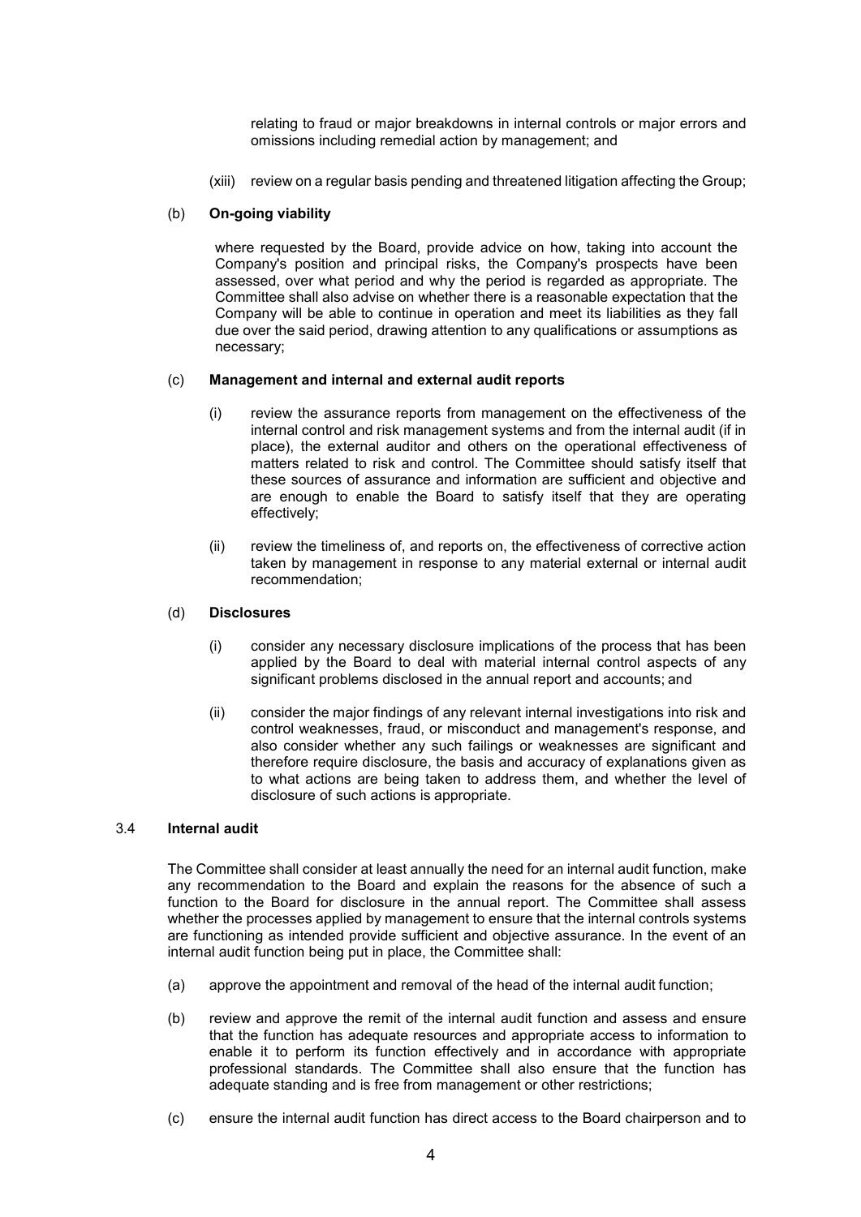relating to fraud or major breakdowns in internal controls or major errors and omissions including remedial action by management; and

(xiii) review on a regular basis pending and threatened litigation affecting the Group;

(b) **On-going viability**

where requested by the Board, provide advice on how, taking into account the Company's position and principal risks, the Company's prospects have been assessed, over what period and why the period is regarded as appropriate. The Committee shall also advise on whether there is a reasonable expectation that the Company will be able to continue in operation and meet its liabilities as they fall due over the said period, drawing attention to any qualifications or assumptions as necessary;

(c) **Management and internal and external audit reports**

(i) review the assurance reports from management on the effectiveness of the internal control and risk management systems and from the internal audit (if in place), the external auditor and others on the operational effectiveness of matters related to risk and control. The Committee should satisfy itself that these sources of assurance and information are sufficient and objective and are enough to enable the Board to satisfy itself that they are operating effectively;

(ii) review the timeliness of, and reports on, the effectiveness of corrective action taken by management in response to any material external or internal audit recommendation;

(d) **Disclosures**

(i) consider any necessary disclosure implications of the process that has been applied by the Board to deal with material internal control aspects of any significant problems disclosed in the annual report and accounts; and

(ii) consider the major findings of any relevant internal investigations into risk and control weaknesses, fraud, or misconduct and management's response, and also consider whether any such failings or weaknesses are significant and therefore require disclosure, the basis and accuracy of explanations given as to what actions are being taken to address them, and whether the level of disclosure of such actions is appropriate.

3.4 **Internal audit**

The Committee shall consider at least annually the need for an internal audit function, make any recommendation to the Board and explain the reasons for the absence of such a function to the Board for disclosure in the annual report. The Committee shall assess whether the processes applied by management to ensure that the internal controls systems are functioning as intended provide sufficient and objective assurance. In the event of an internal audit function being put in place, the Committee shall:

(a) approve the appointment and removal of the head of the internal audit function;

(b) review and approve the remit of the internal audit function and assess and ensure that the function has adequate resources and appropriate access to information to enable it to perform its function effectively and in accordance with appropriate professional standards. The Committee shall also ensure that the function has adequate standing and is free from management or other restrictions;

(c) ensure the internal audit function has direct access to the Board chairperson and to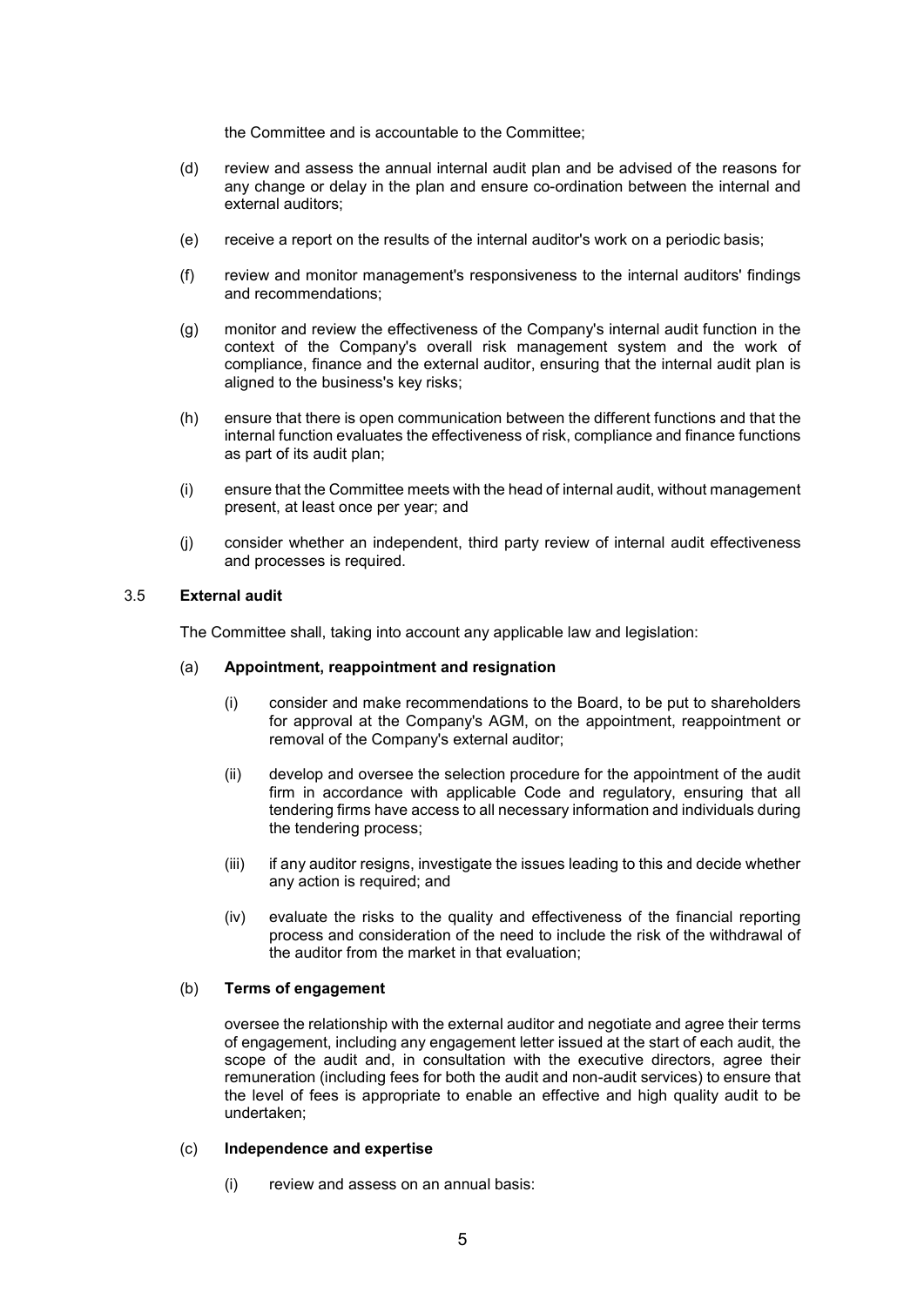the Committee and is accountable to the Committee;

(d) review and assess the annual internal audit plan and be advised of the reasons for any change or delay in the plan and ensure co-ordination between the internal and external auditors;

(e) receive a report on the results of the internal auditor's work on a periodic basis;

(f) review and monitor management's responsiveness to the internal auditors' findings and recommendations;

(g) monitor and review the effectiveness of the Company's internal audit function in the context of the Company's overall risk management system and the work of compliance, finance and the external auditor, ensuring that the internal audit plan is aligned to the business's key risks;

(h) ensure that there is open communication between the different functions and that the internal function evaluates the effectiveness of risk, compliance and finance functions as part of its audit plan;

(i) ensure that the Committee meets with the head of internal audit, without management present, at least once per year; and

(j) consider whether an independent, third party review of internal audit effectiveness and processes is required.

### 3.5 External audit

The Committee shall, taking into account any applicable law and legislation:

#### (a) Appointment, reappointment and resignation

(i) consider and make recommendations to the Board, to be put to shareholders for approval at the Company's AGM, on the appointment, reappointment or removal of the Company's external auditor;

(ii) develop and oversee the selection procedure for the appointment of the audit firm in accordance with applicable Code and regulatory, ensuring that all tendering firms have access to all necessary information and individuals during the tendering process;

(iii) if any auditor resigns, investigate the issues leading to this and decide whether any action is required; and

(iv) evaluate the risks to the quality and effectiveness of the financial reporting process and consideration of the need to include the risk of the withdrawal of the auditor from the market in that evaluation;

#### (b) Terms of engagement

oversee the relationship with the external auditor and negotiate and agree their terms of engagement, including any engagement letter issued at the start of each audit, the scope of the audit and, in consultation with the executive directors, agree their remuneration (including fees for both the audit and non-audit services) to ensure that the level of fees is appropriate to enable an effective and high quality audit to be undertaken;

#### (c) Independence and expertise

(i) review and assess on an annual basis: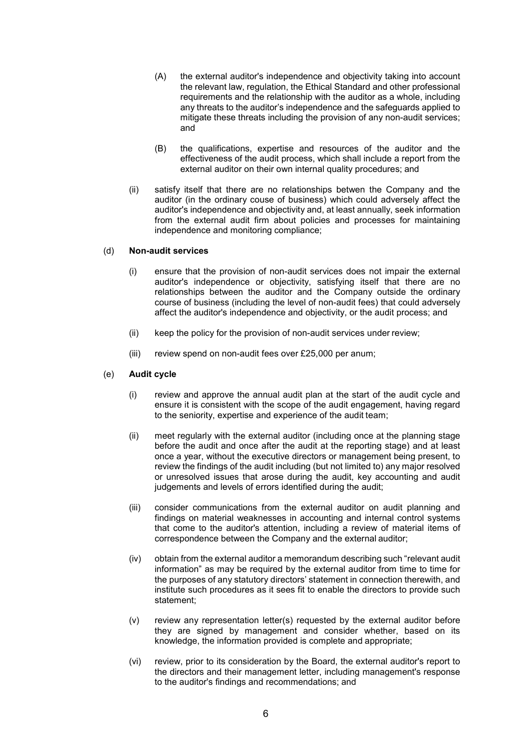(A) the external auditor's independence and objectivity taking into account the relevant law, regulation, the Ethical Standard and other professional requirements and the relationship with the auditor as a whole, including any threats to the auditor's independence and the safeguards applied to mitigate these threats including the provision of any non-audit services; and

(B) the qualifications, expertise and resources of the auditor and the effectiveness of the audit process, which shall include a report from the external auditor on their own internal quality procedures; and

(ii) satisfy itself that there are no relationships betwen the Company and the auditor (in the ordinary couse of business) which could adversely affect the auditor's independence and objectivity and, at least annually, seek information from the external audit firm about policies and processes for maintaining independence and monitoring compliance;

(d) **Non-audit services**

(i) ensure that the provision of non-audit services does not impair the external auditor's independence or objectivity, satisfying itself that there are no relationships between the auditor and the Company outside the ordinary course of business (including the level of non-audit fees) that could adversely affect the auditor's independence and objectivity, or the audit process; and

(ii) keep the policy for the provision of non-audit services under review;

(iii) review spend on non-audit fees over £25,000 per anum;

(e) **Audit cycle**

(i) review and approve the annual audit plan at the start of the audit cycle and ensure it is consistent with the scope of the audit engagement, having regard to the seniority, expertise and experience of the audit team;

(ii) meet regularly with the external auditor (including once at the planning stage before the audit and once after the audit at the reporting stage) and at least once a year, without the executive directors or management being present, to review the findings of the audit including (but not limited to) any major resolved or unresolved issues that arose during the audit, key accounting and audit judgements and levels of errors identified during the audit;

(iii) consider communications from the external auditor on audit planning and findings on material weaknesses in accounting and internal control systems that come to the auditor's attention, including a review of material items of correspondence between the Company and the external auditor;

(iv) obtain from the external auditor a memorandum describing such "relevant audit information" as may be required by the external auditor from time to time for the purposes of any statutory directors' statement in connection therewith, and institute such procedures as it sees fit to enable the directors to provide such statement;

(v) review any representation letter(s) requested by the external auditor before they are signed by management and consider whether, based on its knowledge, the information provided is complete and appropriate;

(vi) review, prior to its consideration by the Board, the external auditor's report to the directors and their management letter, including management's response to the auditor's findings and recommendations; and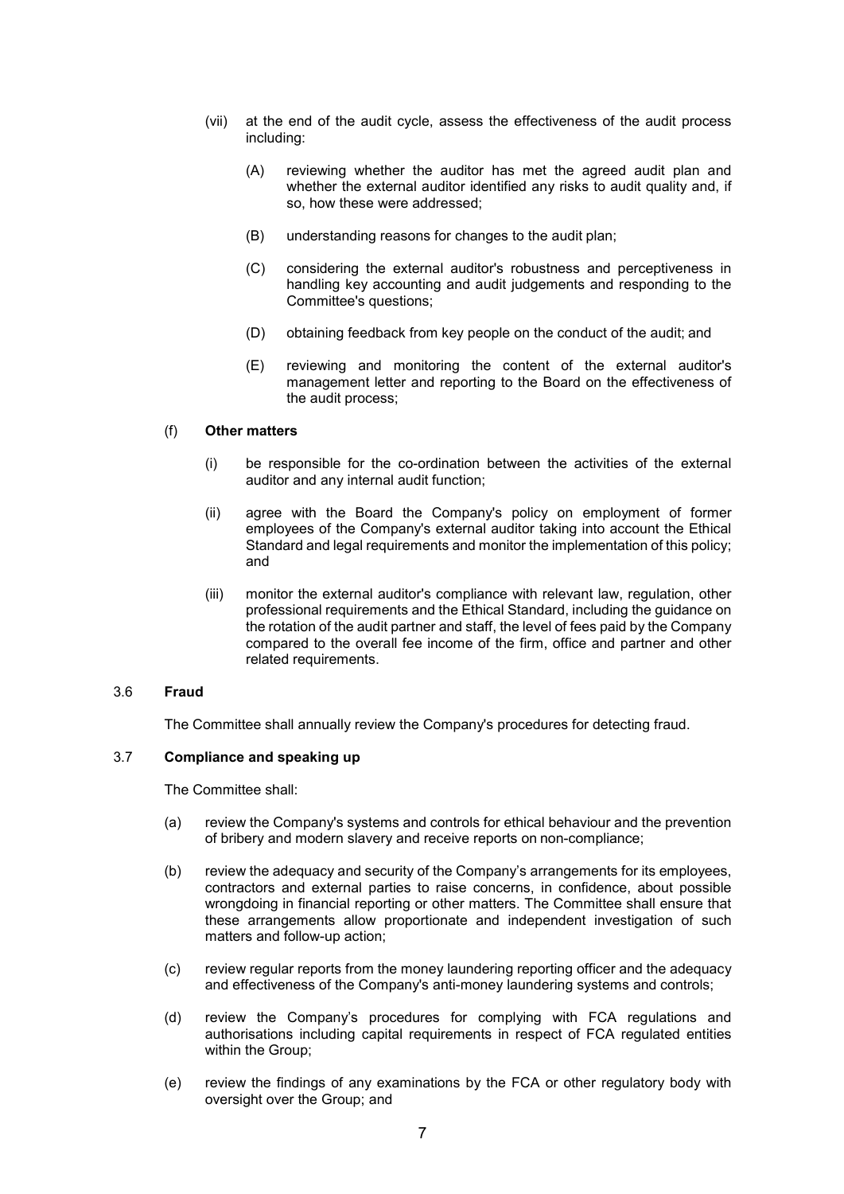(vii) at the end of the audit cycle, assess the effectiveness of the audit process including:

(A) reviewing whether the auditor has met the agreed audit plan and whether the external auditor identified any risks to audit quality and, if so, how these were addressed;

(B) understanding reasons for changes to the audit plan;

(C) considering the external auditor's robustness and perceptiveness in handling key accounting and audit judgements and responding to the Committee's questions;

(D) obtaining feedback from key people on the conduct of the audit; and

(E) reviewing and monitoring the content of the external auditor's management letter and reporting to the Board on the effectiveness of the audit process;

(f) **Other matters**

(i) be responsible for the co-ordination between the activities of the external auditor and any internal audit function;

(ii) agree with the Board the Company's policy on employment of former employees of the Company's external auditor taking into account the Ethical Standard and legal requirements and monitor the implementation of this policy; and

(iii) monitor the external auditor's compliance with relevant law, regulation, other professional requirements and the Ethical Standard, including the guidance on the rotation of the audit partner and staff, the level of fees paid by the Company compared to the overall fee income of the firm, office and partner and other related requirements.

3.6 **Fraud**

The Committee shall annually review the Company's procedures for detecting fraud.

3.7 **Compliance and speaking up**

The Committee shall:

(a) review the Company's systems and controls for ethical behaviour and the prevention of bribery and modern slavery and receive reports on non-compliance;

(b) review the adequacy and security of the Company's arrangements for its employees, contractors and external parties to raise concerns, in confidence, about possible wrongdoing in financial reporting or other matters. The Committee shall ensure that these arrangements allow proportionate and independent investigation of such matters and follow-up action;

(c) review regular reports from the money laundering reporting officer and the adequacy and effectiveness of the Company's anti-money laundering systems and controls;

(d) review the Company's procedures for complying with FCA regulations and authorisations including capital requirements in respect of FCA regulated entities within the Group;

(e) review the findings of any examinations by the FCA or other regulatory body with oversight over the Group; and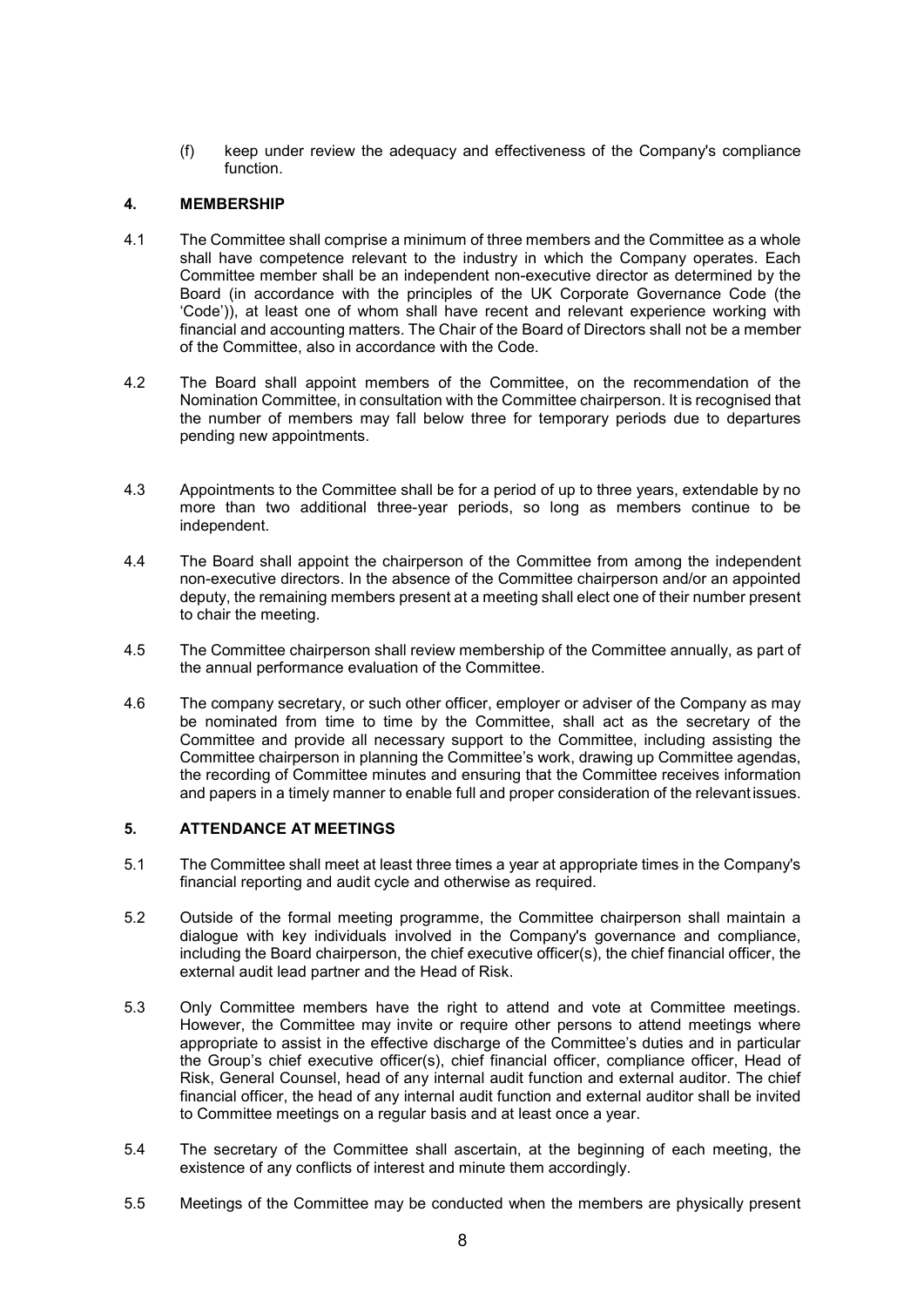(f) keep under review the adequacy and effectiveness of the Company's compliance function.

## 4. MEMBERSHIP

4.1 The Committee shall comprise a minimum of three members and the Committee as a whole shall have competence relevant to the industry in which the Company operates. Each Committee member shall be an independent non-executive director as determined by the Board (in accordance with the principles of the UK Corporate Governance Code (the 'Code')), at least one of whom shall have recent and relevant experience working with financial and accounting matters. The Chair of the Board of Directors shall not be a member of the Committee, also in accordance with the Code.

4.2 The Board shall appoint members of the Committee, on the recommendation of the Nomination Committee, in consultation with the Committee chairperson. It is recognised that the number of members may fall below three for temporary periods due to departures pending new appointments.

4.3 Appointments to the Committee shall be for a period of up to three years, extendable by no more than two additional three-year periods, so long as members continue to be independent.

4.4 The Board shall appoint the chairperson of the Committee from among the independent non-executive directors. In the absence of the Committee chairperson and/or an appointed deputy, the remaining members present at a meeting shall elect one of their number present to chair the meeting.

4.5 The Committee chairperson shall review membership of the Committee annually, as part of the annual performance evaluation of the Committee.

4.6 The company secretary, or such other officer, employer or adviser of the Company as may be nominated from time to time by the Committee, shall act as the secretary of the Committee and provide all necessary support to the Committee, including assisting the Committee chairperson in planning the Committee's work, drawing up Committee agendas, the recording of Committee minutes and ensuring that the Committee receives information and papers in a timely manner to enable full and proper consideration of the relevant issues.

## 5. ATTENDANCE AT MEETINGS

5.1 The Committee shall meet at least three times a year at appropriate times in the Company's financial reporting and audit cycle and otherwise as required.

5.2 Outside of the formal meeting programme, the Committee chairperson shall maintain a dialogue with key individuals involved in the Company's governance and compliance, including the Board chairperson, the chief executive officer(s), the chief financial officer, the external audit lead partner and the Head of Risk.

5.3 Only Committee members have the right to attend and vote at Committee meetings. However, the Committee may invite or require other persons to attend meetings where appropriate to assist in the effective discharge of the Committee's duties and in particular the Group's chief executive officer(s), chief financial officer, compliance officer, Head of Risk, General Counsel, head of any internal audit function and external auditor. The chief financial officer, the head of any internal audit function and external auditor shall be invited to Committee meetings on a regular basis and at least once a year.

5.4 The secretary of the Committee shall ascertain, at the beginning of each meeting, the existence of any conflicts of interest and minute them accordingly.

5.5 Meetings of the Committee may be conducted when the members are physically present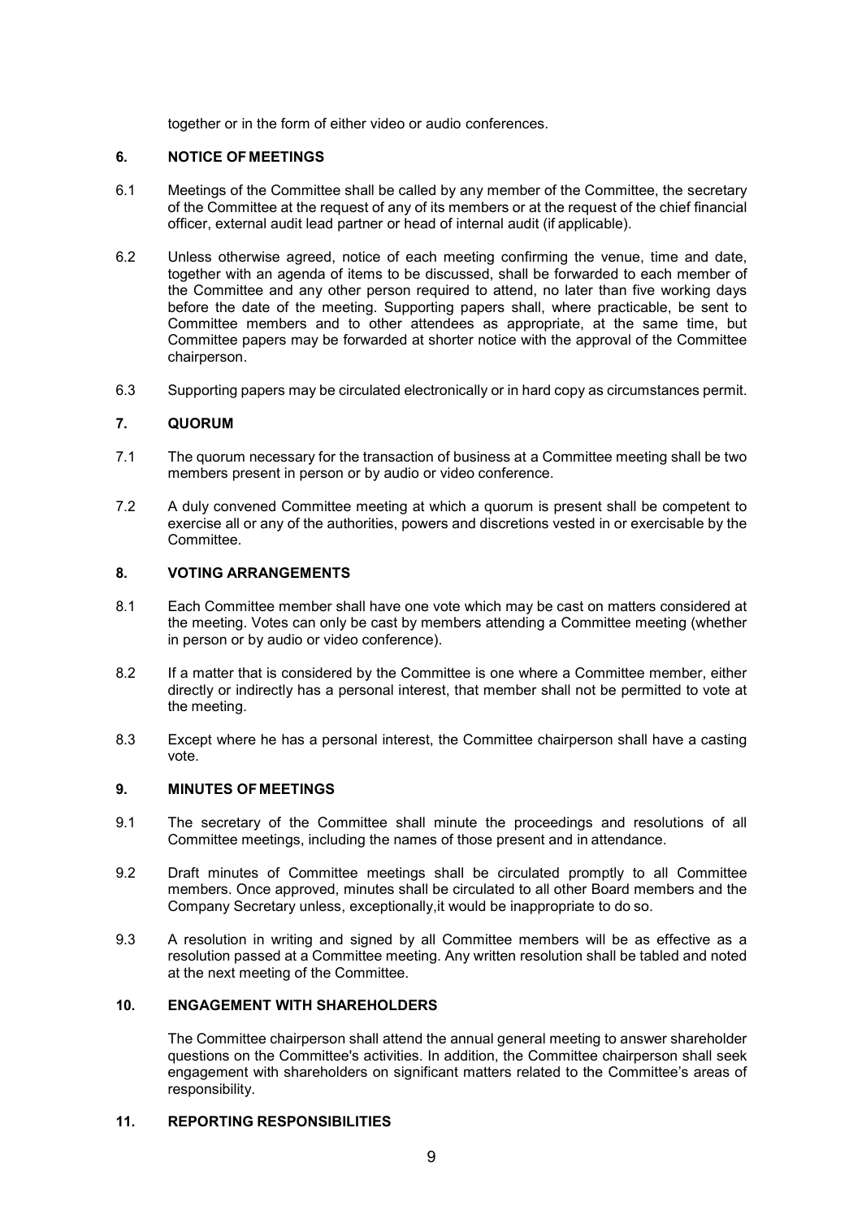together or in the form of either video or audio conferences.

## 6. NOTICE OF MEETINGS

6.1 Meetings of the Committee shall be called by any member of the Committee, the secretary of the Committee at the request of any of its members or at the request of the chief financial officer, external audit lead partner or head of internal audit (if applicable).

6.2 Unless otherwise agreed, notice of each meeting confirming the venue, time and date, together with an agenda of items to be discussed, shall be forwarded to each member of the Committee and any other person required to attend, no later than five working days before the date of the meeting. Supporting papers shall, where practicable, be sent to Committee members and to other attendees as appropriate, at the same time, but Committee papers may be forwarded at shorter notice with the approval of the Committee chairperson.

6.3 Supporting papers may be circulated electronically or in hard copy as circumstances permit.

## 7. QUORUM

7.1 The quorum necessary for the transaction of business at a Committee meeting shall be two members present in person or by audio or video conference.

7.2 A duly convened Committee meeting at which a quorum is present shall be competent to exercise all or any of the authorities, powers and discretions vested in or exercisable by the Committee.

## 8. VOTING ARRANGEMENTS

8.1 Each Committee member shall have one vote which may be cast on matters considered at the meeting. Votes can only be cast by members attending a Committee meeting (whether in person or by audio or video conference).

8.2 If a matter that is considered by the Committee is one where a Committee member, either directly or indirectly has a personal interest, that member shall not be permitted to vote at the meeting.

8.3 Except where he has a personal interest, the Committee chairperson shall have a casting vote.

## 9. MINUTES OF MEETINGS

9.1 The secretary of the Committee shall minute the proceedings and resolutions of all Committee meetings, including the names of those present and in attendance.

9.2 Draft minutes of Committee meetings shall be circulated promptly to all Committee members. Once approved, minutes shall be circulated to all other Board members and the Company Secretary unless, exceptionally,it would be inappropriate to do so.

9.3 A resolution in writing and signed by all Committee members will be as effective as a resolution passed at a Committee meeting. Any written resolution shall be tabled and noted at the next meeting of the Committee.

## 10. ENGAGEMENT WITH SHAREHOLDERS

The Committee chairperson shall attend the annual general meeting to answer shareholder questions on the Committee's activities. In addition, the Committee chairperson shall seek engagement with shareholders on significant matters related to the Committee's areas of responsibility.

## 11. REPORTING RESPONSIBILITIES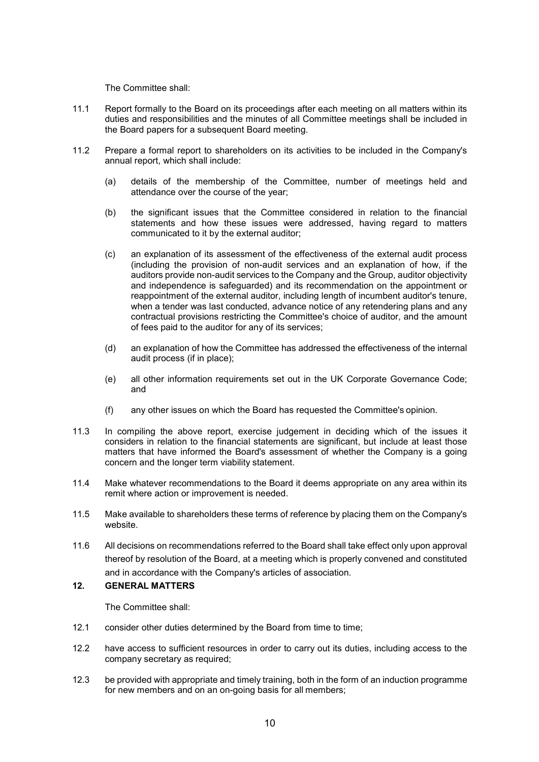The Committee shall:

11.1 Report formally to the Board on its proceedings after each meeting on all matters within its duties and responsibilities and the minutes of all Committee meetings shall be included in the Board papers for a subsequent Board meeting.

11.2 Prepare a formal report to shareholders on its activities to be included in the Company's annual report, which shall include:

(a) details of the membership of the Committee, number of meetings held and attendance over the course of the year;

(b) the significant issues that the Committee considered in relation to the financial statements and how these issues were addressed, having regard to matters communicated to it by the external auditor;

(c) an explanation of its assessment of the effectiveness of the external audit process (including the provision of non-audit services and an explanation of how, if the auditors provide non-audit services to the Company and the Group, auditor objectivity and independence is safeguarded) and its recommendation on the appointment or reappointment of the external auditor, including length of incumbent auditor's tenure, when a tender was last conducted, advance notice of any retendering plans and any contractual provisions restricting the Committee's choice of auditor, and the amount of fees paid to the auditor for any of its services;

(d) an explanation of how the Committee has addressed the effectiveness of the internal audit process (if in place);

(e) all other information requirements set out in the UK Corporate Governance Code; and

(f) any other issues on which the Board has requested the Committee's opinion.

11.3 In compiling the above report, exercise judgement in deciding which of the issues it considers in relation to the financial statements are significant, but include at least those matters that have informed the Board's assessment of whether the Company is a going concern and the longer term viability statement.

11.4 Make whatever recommendations to the Board it deems appropriate on any area within its remit where action or improvement is needed.

11.5 Make available to shareholders these terms of reference by placing them on the Company's website.

11.6 All decisions on recommendations referred to the Board shall take effect only upon approval thereof by resolution of the Board, at a meeting which is properly convened and constituted and in accordance with the Company's articles of association.

## 12. GENERAL MATTERS

The Committee shall:

12.1 consider other duties determined by the Board from time to time;

12.2 have access to sufficient resources in order to carry out its duties, including access to the company secretary as required;

12.3 be provided with appropriate and timely training, both in the form of an induction programme for new members and on an on-going basis for all members;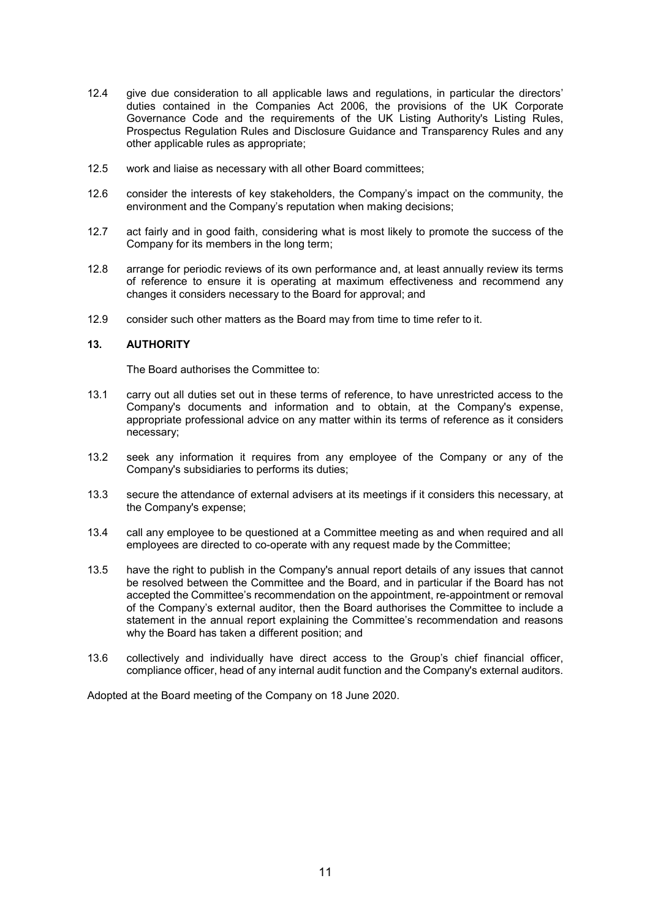12.4 give due consideration to all applicable laws and regulations, in particular the directors' duties contained in the Companies Act 2006, the provisions of the UK Corporate Governance Code and the requirements of the UK Listing Authority's Listing Rules, Prospectus Regulation Rules and Disclosure Guidance and Transparency Rules and any other applicable rules as appropriate;

12.5 work and liaise as necessary with all other Board committees;

12.6 consider the interests of key stakeholders, the Company's impact on the community, the environment and the Company's reputation when making decisions;

12.7 act fairly and in good faith, considering what is most likely to promote the success of the Company for its members in the long term;

12.8 arrange for periodic reviews of its own performance and, at least annually review its terms of reference to ensure it is operating at maximum effectiveness and recommend any changes it considers necessary to the Board for approval; and

12.9 consider such other matters as the Board may from time to time refer to it.

## 13. AUTHORITY

The Board authorises the Committee to:

13.1 carry out all duties set out in these terms of reference, to have unrestricted access to the Company's documents and information and to obtain, at the Company's expense, appropriate professional advice on any matter within its terms of reference as it considers necessary;

13.2 seek any information it requires from any employee of the Company or any of the Company's subsidiaries to performs its duties;

13.3 secure the attendance of external advisers at its meetings if it considers this necessary, at the Company's expense;

13.4 call any employee to be questioned at a Committee meeting as and when required and all employees are directed to co-operate with any request made by the Committee;

13.5 have the right to publish in the Company's annual report details of any issues that cannot be resolved between the Committee and the Board, and in particular if the Board has not accepted the Committee's recommendation on the appointment, re-appointment or removal of the Company's external auditor, then the Board authorises the Committee to include a statement in the annual report explaining the Committee's recommendation and reasons why the Board has taken a different position; and

13.6 collectively and individually have direct access to the Group's chief financial officer, compliance officer, head of any internal audit function and the Company's external auditors.

Adopted at the Board meeting of the Company on 18 June 2020.